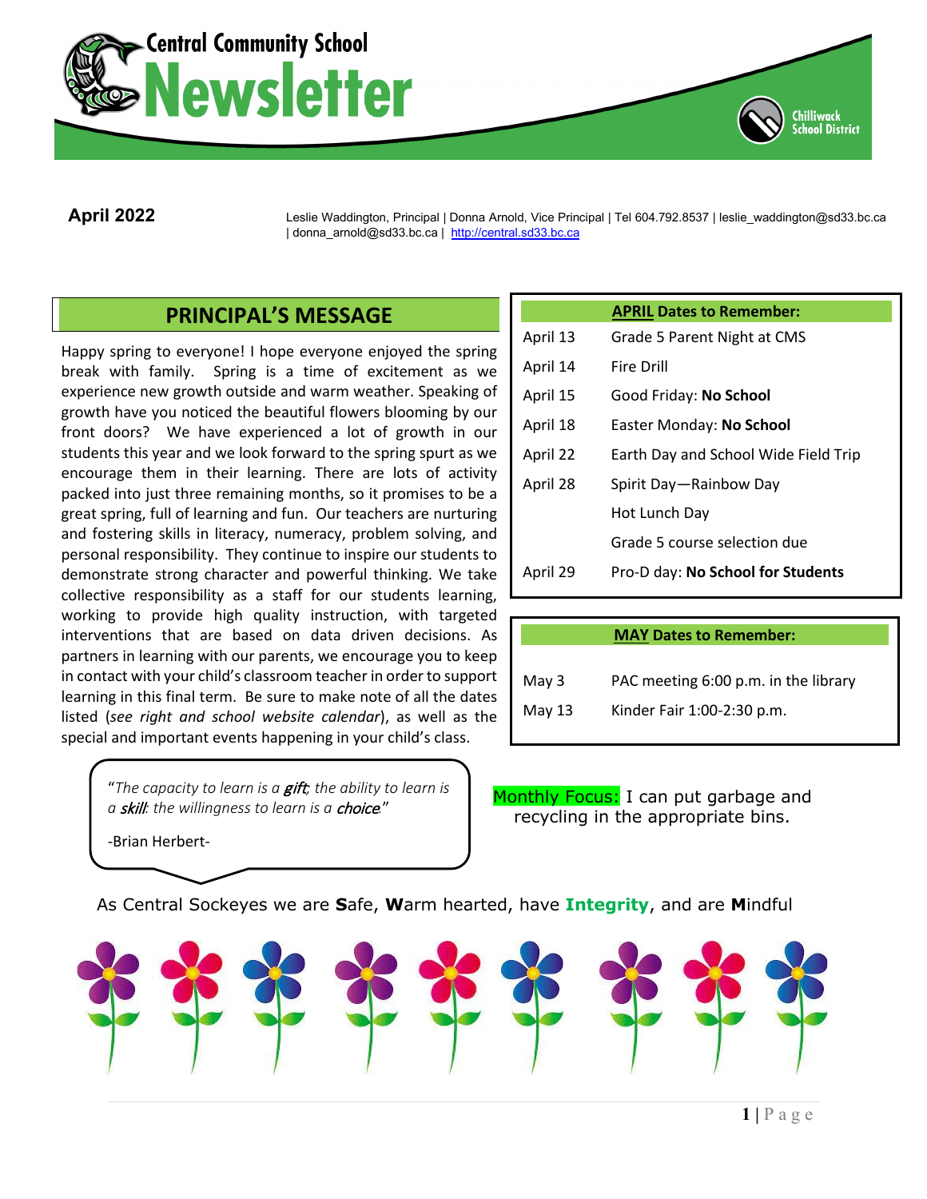# Central Community School Newsletter

Chilliwack School District

**April 2022**

Leslie Waddington, Principal | Donna Arnold, Vice Principal | Tel 604.792.8537 | leslie_waddington@sd33.bc.ca | donna_arnold@sd33.bc.ca | http://central.sd33.bc.ca

## PRINCIPAL'S MESSAGE

Happy spring to everyone! I hope everyone enjoyed the spring break with family. Spring is a time of excitement as we experience new growth outside and warm weather. Speaking of growth have you noticed the beautiful flowers blooming by our front doors? We have experienced a lot of growth in our students this year and we look forward to the spring spurt as we encourage them in their learning. There are lots of activity packed into just three remaining months, so it promises to be a great spring, full of learning and fun. Our teachers are nurturing and fostering skills in literacy, numeracy, problem solving, and personal responsibility. They continue to inspire our students to demonstrate strong character and powerful thinking. We take collective responsibility as a staff for our students learning, working to provide high quality instruction, with targeted interventions that are based on data driven decisions. As partners in learning with our parents, we encourage you to keep in contact with your child's classroom teacher in order to support learning in this final term. Be sure to make note of all the dates listed (*see right and school website calendar*), as well as the special and important events happening in your child's class.

> "*The capacity to learn is a* ***gift****; the ability to learn is a* ***skill****: the willingness to learn is a* ***choice****.*"
>
> -Brian Herbert-

| | **APRIL Dates to Remember:** |
|---|---|
| April 13 | Grade 5 Parent Night at CMS |
| April 14 | Fire Drill |
| April 15 | Good Friday: **No School** |
| April 18 | Easter Monday: **No School** |
| April 22 | Earth Day and School Wide Field Trip |
| April 28 | Spirit Day—Rainbow Day |
| | Hot Lunch Day |
| | Grade 5 course selection due |
| April 29 | Pro-D day: **No School for Students** |

| | **MAY Dates to Remember:** |
|---|---|
| May 3 | PAC meeting 6:00 p.m. in the library |
| May 13 | Kinder Fair 1:00-2:30 p.m. |

Monthly Focus: I can put garbage and recycling in the appropriate bins.

As Central Sockeyes we are **S**afe, **W**arm hearted, have **Integrity**, and are **M**indful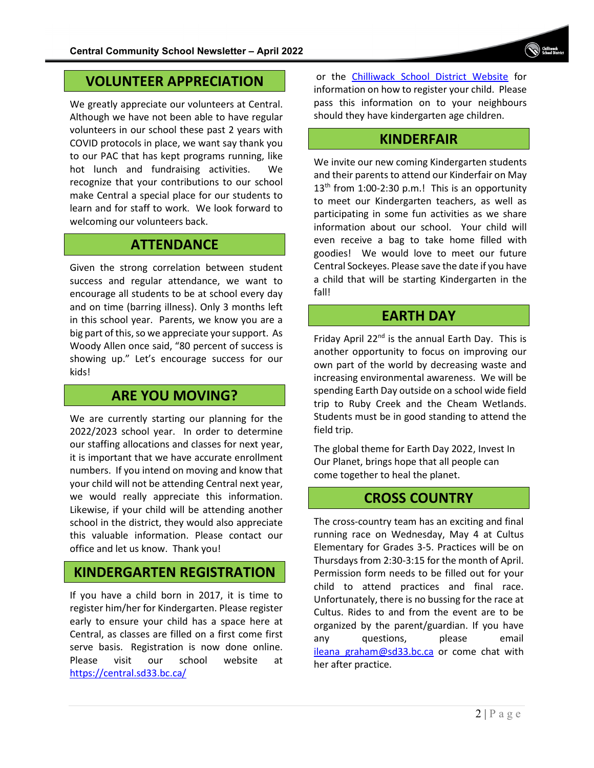## VOLUNTEER APPRECIATION

We greatly appreciate our volunteers at Central. Although we have not been able to have regular volunteers in our school these past 2 years with COVID protocols in place, we want say thank you to our PAC that has kept programs running, like hot lunch and fundraising activities. We recognize that your contributions to our school make Central a special place for our students to learn and for staff to work. We look forward to welcoming our volunteers back.

## ATTENDANCE

Given the strong correlation between student success and regular attendance, we want to encourage all students to be at school every day and on time (barring illness). Only 3 months left in this school year. Parents, we know you are a big part of this, so we appreciate your support. As Woody Allen once said, "80 percent of success is showing up." Let's encourage success for our kids!

## ARE YOU MOVING?

We are currently starting our planning for the 2022/2023 school year. In order to determine our staffing allocations and classes for next year, it is important that we have accurate enrollment numbers. If you intend on moving and know that your child will not be attending Central next year, we would really appreciate this information. Likewise, if your child will be attending another school in the district, they would also appreciate this valuable information. Please contact our office and let us know. Thank you!

## KINDERGARTEN REGISTRATION

If you have a child born in 2017, it is time to register him/her for Kindergarten. Please register early to ensure your child has a space here at Central, as classes are filled on a first come first serve basis. Registration is now done online. Please visit our school website at [https://central.sd33.bc.ca/](https://central.sd33.bc.ca/) or the [Chilliwack School District Website]() for information on how to register your child. Please pass this information on to your neighbours should they have kindergarten age children.

## KINDERFAIR

We invite our new coming Kindergarten students and their parents to attend our Kinderfair on May 13th from 1:00-2:30 p.m.! This is an opportunity to meet our Kindergarten teachers, as well as participating in some fun activities as we share information about our school. Your child will even receive a bag to take home filled with goodies! We would love to meet our future Central Sockeyes. Please save the date if you have a child that will be starting Kindergarten in the fall!

## EARTH DAY

Friday April 22nd is the annual Earth Day. This is another opportunity to focus on improving our own part of the world by decreasing waste and increasing environmental awareness. We will be spending Earth Day outside on a school wide field trip to Ruby Creek and the Cheam Wetlands. Students must be in good standing to attend the field trip.

The global theme for Earth Day 2022, Invest In Our Planet, brings hope that all people can come together to heal the planet.

## CROSS COUNTRY

The cross-country team has an exciting and final running race on Wednesday, May 4 at Cultus Elementary for Grades 3-5. Practices will be on Thursdays from 2:30-3:15 for the month of April. Permission form needs to be filled out for your child to attend practices and final race. Unfortunately, there is no bussing for the race at Cultus. Rides to and from the event are to be organized by the parent/guardian. If you have any questions, please email [ileana_graham@sd33.bc.ca](mailto:ileana_graham@sd33.bc.ca) or come chat with her after practice.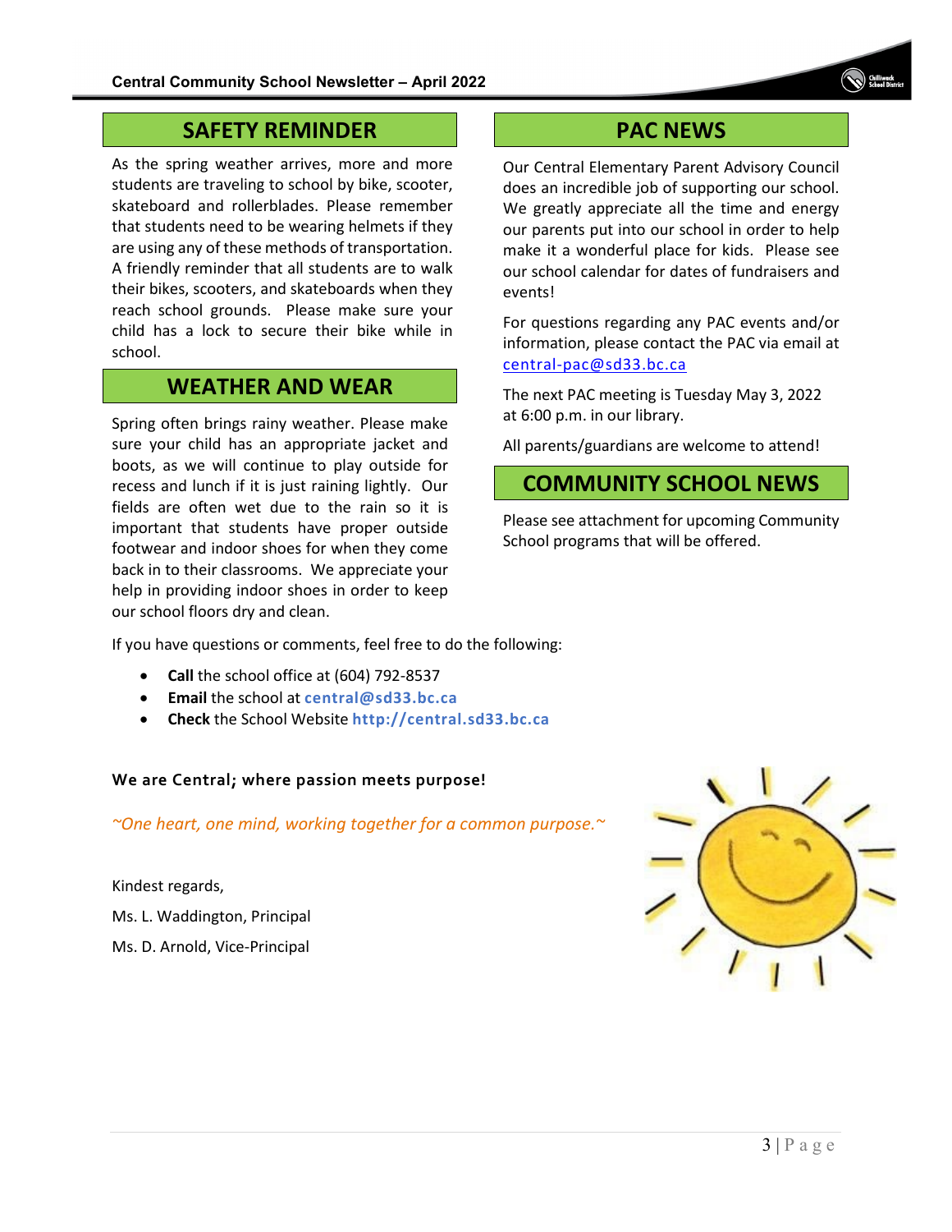## SAFETY REMINDER

As the spring weather arrives, more and more students are traveling to school by bike, scooter, skateboard and rollerblades. Please remember that students need to be wearing helmets if they are using any of these methods of transportation. A friendly reminder that all students are to walk their bikes, scooters, and skateboards when they reach school grounds. Please make sure your child has a lock to secure their bike while in school.

## WEATHER AND WEAR

Spring often brings rainy weather. Please make sure your child has an appropriate jacket and boots, as we will continue to play outside for recess and lunch if it is just raining lightly. Our fields are often wet due to the rain so it is important that students have proper outside footwear and indoor shoes for when they come back in to their classrooms. We appreciate your help in providing indoor shoes in order to keep our school floors dry and clean.

## PAC NEWS

Our Central Elementary Parent Advisory Council does an incredible job of supporting our school. We greatly appreciate all the time and energy our parents put into our school in order to help make it a wonderful place for kids. Please see our school calendar for dates of fundraisers and events!

For questions regarding any PAC events and/or information, please contact the PAC via email at central-pac@sd33.bc.ca

The next PAC meeting is Tuesday May 3, 2022 at 6:00 p.m. in our library.

All parents/guardians are welcome to attend!

## COMMUNITY SCHOOL NEWS

Please see attachment for upcoming Community School programs that will be offered.

If you have questions or comments, feel free to do the following:

- **Call** the school office at (604) 792-8537
- **Email** the school at **central@sd33.bc.ca**
- **Check** the School Website **http://central.sd33.bc.ca**

**We are Central; where passion meets purpose!**

*~One heart, one mind, working together for a common purpose.~*

Kindest regards,

Ms. L. Waddington, Principal

Ms. D. Arnold, Vice-Principal